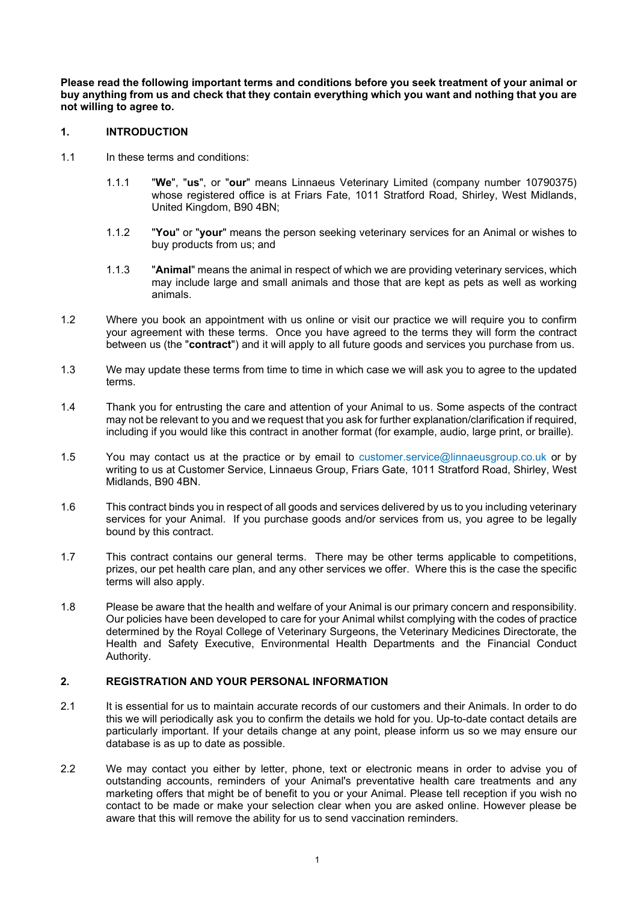**Please read the following important terms and conditions before you seek treatment of your animal or buy anything from us and check that they contain everything which you want and nothing that you are not willing to agree to.**

## 1. INTRODUCTION

1.1 In these terms and conditions:

1.1.1 "**We**", "**us**", or "**our**" means Linnaeus Veterinary Limited (company number 10790375) whose registered office is at Friars Fate, 1011 Stratford Road, Shirley, West Midlands, United Kingdom, B90 4BN;

1.1.2 "**You**" or "**your**" means the person seeking veterinary services for an Animal or wishes to buy products from us; and

1.1.3 "**Animal**" means the animal in respect of which we are providing veterinary services, which may include large and small animals and those that are kept as pets as well as working animals.

1.2 Where you book an appointment with us online or visit our practice we will require you to confirm your agreement with these terms. Once you have agreed to the terms they will form the contract between us (the "**contract**") and it will apply to all future goods and services you purchase from us.

1.3 We may update these terms from time to time in which case we will ask you to agree to the updated terms.

1.4 Thank you for entrusting the care and attention of your Animal to us. Some aspects of the contract may not be relevant to you and we request that you ask for further explanation/clarification if required, including if you would like this contract in another format (for example, audio, large print, or braille).

1.5 You may contact us at the practice or by email to customer.service@linnaeusgroup.co.uk or by writing to us at Customer Service, Linnaeus Group, Friars Gate, 1011 Stratford Road, Shirley, West Midlands, B90 4BN.

1.6 This contract binds you in respect of all goods and services delivered by us to you including veterinary services for your Animal. If you purchase goods and/or services from us, you agree to be legally bound by this contract.

1.7 This contract contains our general terms. There may be other terms applicable to competitions, prizes, our pet health care plan, and any other services we offer. Where this is the case the specific terms will also apply.

1.8 Please be aware that the health and welfare of your Animal is our primary concern and responsibility. Our policies have been developed to care for your Animal whilst complying with the codes of practice determined by the Royal College of Veterinary Surgeons, the Veterinary Medicines Directorate, the Health and Safety Executive, Environmental Health Departments and the Financial Conduct Authority.

## 2. REGISTRATION AND YOUR PERSONAL INFORMATION

2.1 It is essential for us to maintain accurate records of our customers and their Animals. In order to do this we will periodically ask you to confirm the details we hold for you. Up-to-date contact details are particularly important. If your details change at any point, please inform us so we may ensure our database is as up to date as possible.

2.2 We may contact you either by letter, phone, text or electronic means in order to advise you of outstanding accounts, reminders of your Animal's preventative health care treatments and any marketing offers that might be of benefit to you or your Animal. Please tell reception if you wish no contact to be made or make your selection clear when you are asked online. However please be aware that this will remove the ability for us to send vaccination reminders.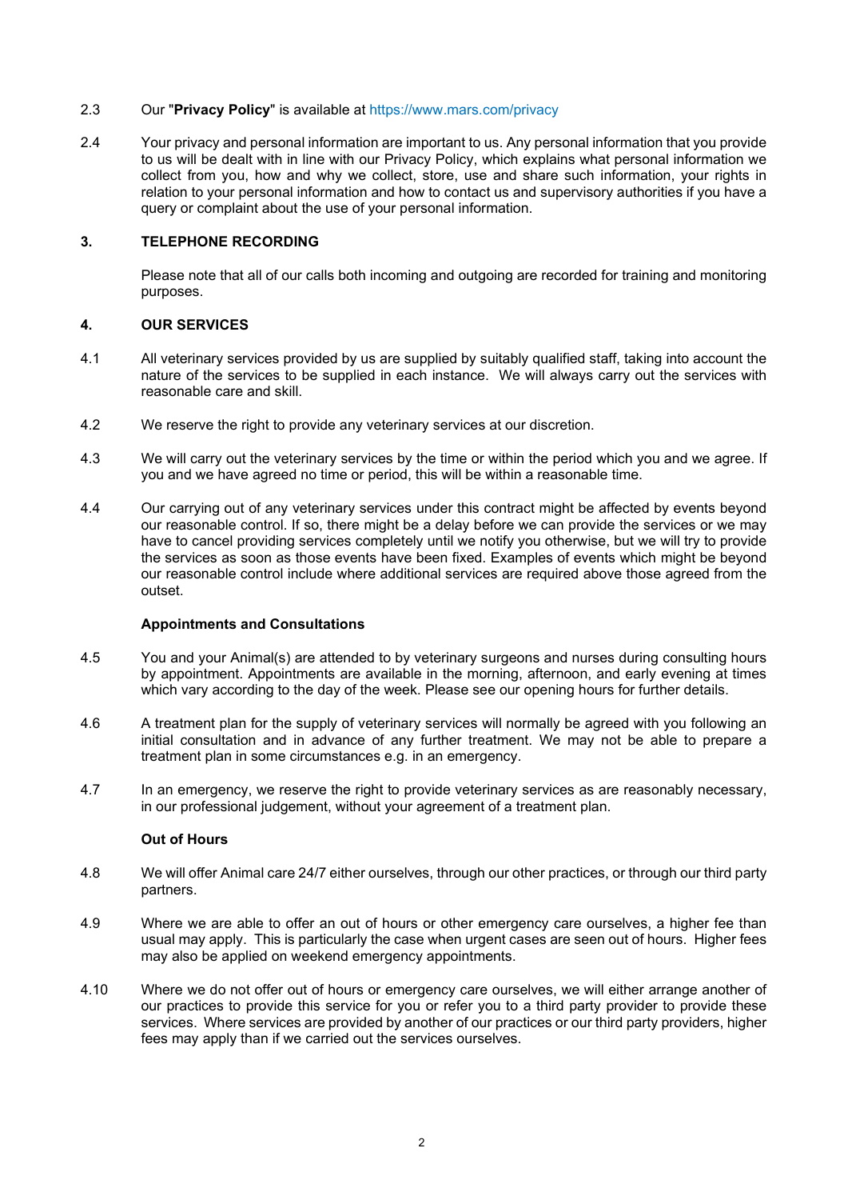2.3 Our "**Privacy Policy**" is available at https://www.mars.com/privacy

2.4 Your privacy and personal information are important to us. Any personal information that you provide to us will be dealt with in line with our Privacy Policy, which explains what personal information we collect from you, how and why we collect, store, use and share such information, your rights in relation to your personal information and how to contact us and supervisory authorities if you have a query or complaint about the use of your personal information.

## 3. TELEPHONE RECORDING

Please note that all of our calls both incoming and outgoing are recorded for training and monitoring purposes.

## 4. OUR SERVICES

4.1 All veterinary services provided by us are supplied by suitably qualified staff, taking into account the nature of the services to be supplied in each instance. We will always carry out the services with reasonable care and skill.

4.2 We reserve the right to provide any veterinary services at our discretion.

4.3 We will carry out the veterinary services by the time or within the period which you and we agree. If you and we have agreed no time or period, this will be within a reasonable time.

4.4 Our carrying out of any veterinary services under this contract might be affected by events beyond our reasonable control. If so, there might be a delay before we can provide the services or we may have to cancel providing services completely until we notify you otherwise, but we will try to provide the services as soon as those events have been fixed. Examples of events which might be beyond our reasonable control include where additional services are required above those agreed from the outset.

### Appointments and Consultations

4.5 You and your Animal(s) are attended to by veterinary surgeons and nurses during consulting hours by appointment. Appointments are available in the morning, afternoon, and early evening at times which vary according to the day of the week. Please see our opening hours for further details.

4.6 A treatment plan for the supply of veterinary services will normally be agreed with you following an initial consultation and in advance of any further treatment. We may not be able to prepare a treatment plan in some circumstances e.g. in an emergency.

4.7 In an emergency, we reserve the right to provide veterinary services as are reasonably necessary, in our professional judgement, without your agreement of a treatment plan.

### Out of Hours

4.8 We will offer Animal care 24/7 either ourselves, through our other practices, or through our third party partners.

4.9 Where we are able to offer an out of hours or other emergency care ourselves, a higher fee than usual may apply. This is particularly the case when urgent cases are seen out of hours. Higher fees may also be applied on weekend emergency appointments.

4.10 Where we do not offer out of hours or emergency care ourselves, we will either arrange another of our practices to provide this service for you or refer you to a third party provider to provide these services. Where services are provided by another of our practices or our third party providers, higher fees may apply than if we carried out the services ourselves.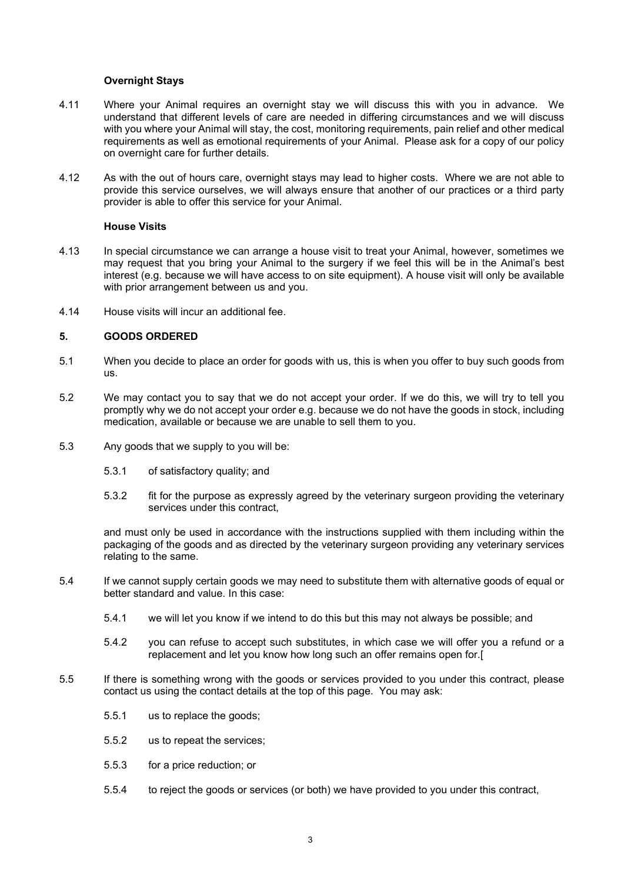**Overnight Stays**

4.11 Where your Animal requires an overnight stay we will discuss this with you in advance. We understand that different levels of care are needed in differing circumstances and we will discuss with you where your Animal will stay, the cost, monitoring requirements, pain relief and other medical requirements as well as emotional requirements of your Animal. Please ask for a copy of our policy on overnight care for further details.

4.12 As with the out of hours care, overnight stays may lead to higher costs. Where we are not able to provide this service ourselves, we will always ensure that another of our practices or a third party provider is able to offer this service for your Animal.

**House Visits**

4.13 In special circumstance we can arrange a house visit to treat your Animal, however, sometimes we may request that you bring your Animal to the surgery if we feel this will be in the Animal's best interest (e.g. because we will have access to on site equipment). A house visit will only be available with prior arrangement between us and you.

4.14 House visits will incur an additional fee.

## 5. GOODS ORDERED

5.1 When you decide to place an order for goods with us, this is when you offer to buy such goods from us.

5.2 We may contact you to say that we do not accept your order. If we do this, we will try to tell you promptly why we do not accept your order e.g. because we do not have the goods in stock, including medication, available or because we are unable to sell them to you.

5.3 Any goods that we supply to you will be:

5.3.1 of satisfactory quality; and

5.3.2 fit for the purpose as expressly agreed by the veterinary surgeon providing the veterinary services under this contract,

and must only be used in accordance with the instructions supplied with them including within the packaging of the goods and as directed by the veterinary surgeon providing any veterinary services relating to the same.

5.4 If we cannot supply certain goods we may need to substitute them with alternative goods of equal or better standard and value. In this case:

5.4.1 we will let you know if we intend to do this but this may not always be possible; and

5.4.2 you can refuse to accept such substitutes, in which case we will offer you a refund or a replacement and let you know how long such an offer remains open for.[

5.5 If there is something wrong with the goods or services provided to you under this contract, please contact us using the contact details at the top of this page. You may ask:

5.5.1 us to replace the goods;

5.5.2 us to repeat the services;

5.5.3 for a price reduction; or

5.5.4 to reject the goods or services (or both) we have provided to you under this contract,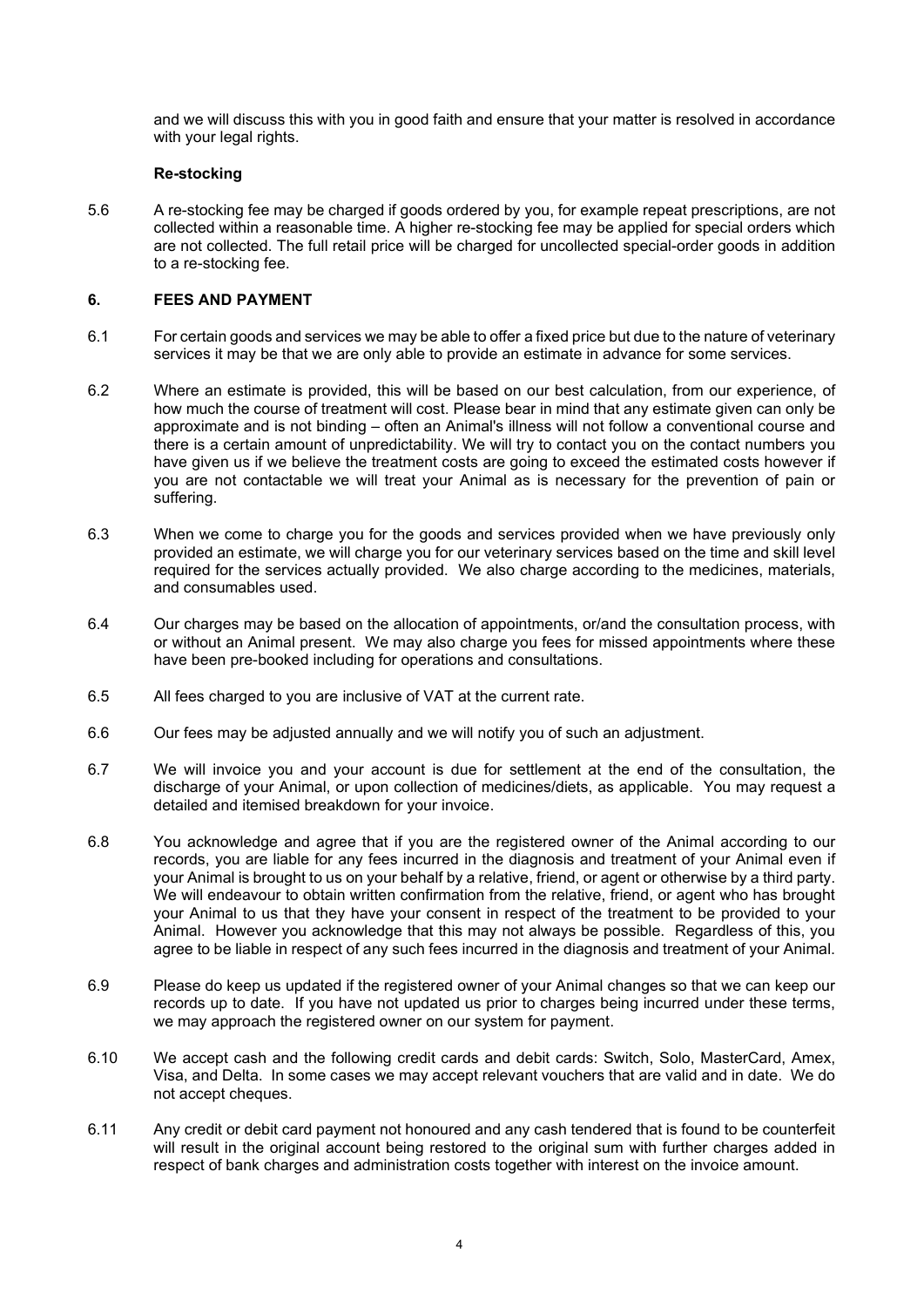and we will discuss this with you in good faith and ensure that your matter is resolved in accordance with your legal rights.

**Re-stocking**

5.6 A re-stocking fee may be charged if goods ordered by you, for example repeat prescriptions, are not collected within a reasonable time. A higher re-stocking fee may be applied for special orders which are not collected. The full retail price will be charged for uncollected special-order goods in addition to a re-stocking fee.

## 6. FEES AND PAYMENT

6.1 For certain goods and services we may be able to offer a fixed price but due to the nature of veterinary services it may be that we are only able to provide an estimate in advance for some services.

6.2 Where an estimate is provided, this will be based on our best calculation, from our experience, of how much the course of treatment will cost. Please bear in mind that any estimate given can only be approximate and is not binding – often an Animal's illness will not follow a conventional course and there is a certain amount of unpredictability. We will try to contact you on the contact numbers you have given us if we believe the treatment costs are going to exceed the estimated costs however if you are not contactable we will treat your Animal as is necessary for the prevention of pain or suffering.

6.3 When we come to charge you for the goods and services provided when we have previously only provided an estimate, we will charge you for our veterinary services based on the time and skill level required for the services actually provided. We also charge according to the medicines, materials, and consumables used.

6.4 Our charges may be based on the allocation of appointments, or/and the consultation process, with or without an Animal present. We may also charge you fees for missed appointments where these have been pre-booked including for operations and consultations.

6.5 All fees charged to you are inclusive of VAT at the current rate.

6.6 Our fees may be adjusted annually and we will notify you of such an adjustment.

6.7 We will invoice you and your account is due for settlement at the end of the consultation, the discharge of your Animal, or upon collection of medicines/diets, as applicable. You may request a detailed and itemised breakdown for your invoice.

6.8 You acknowledge and agree that if you are the registered owner of the Animal according to our records, you are liable for any fees incurred in the diagnosis and treatment of your Animal even if your Animal is brought to us on your behalf by a relative, friend, or agent or otherwise by a third party. We will endeavour to obtain written confirmation from the relative, friend, or agent who has brought your Animal to us that they have your consent in respect of the treatment to be provided to your Animal. However you acknowledge that this may not always be possible. Regardless of this, you agree to be liable in respect of any such fees incurred in the diagnosis and treatment of your Animal.

6.9 Please do keep us updated if the registered owner of your Animal changes so that we can keep our records up to date. If you have not updated us prior to charges being incurred under these terms, we may approach the registered owner on our system for payment.

6.10 We accept cash and the following credit cards and debit cards: Switch, Solo, MasterCard, Amex, Visa, and Delta. In some cases we may accept relevant vouchers that are valid and in date. We do not accept cheques.

6.11 Any credit or debit card payment not honoured and any cash tendered that is found to be counterfeit will result in the original account being restored to the original sum with further charges added in respect of bank charges and administration costs together with interest on the invoice amount.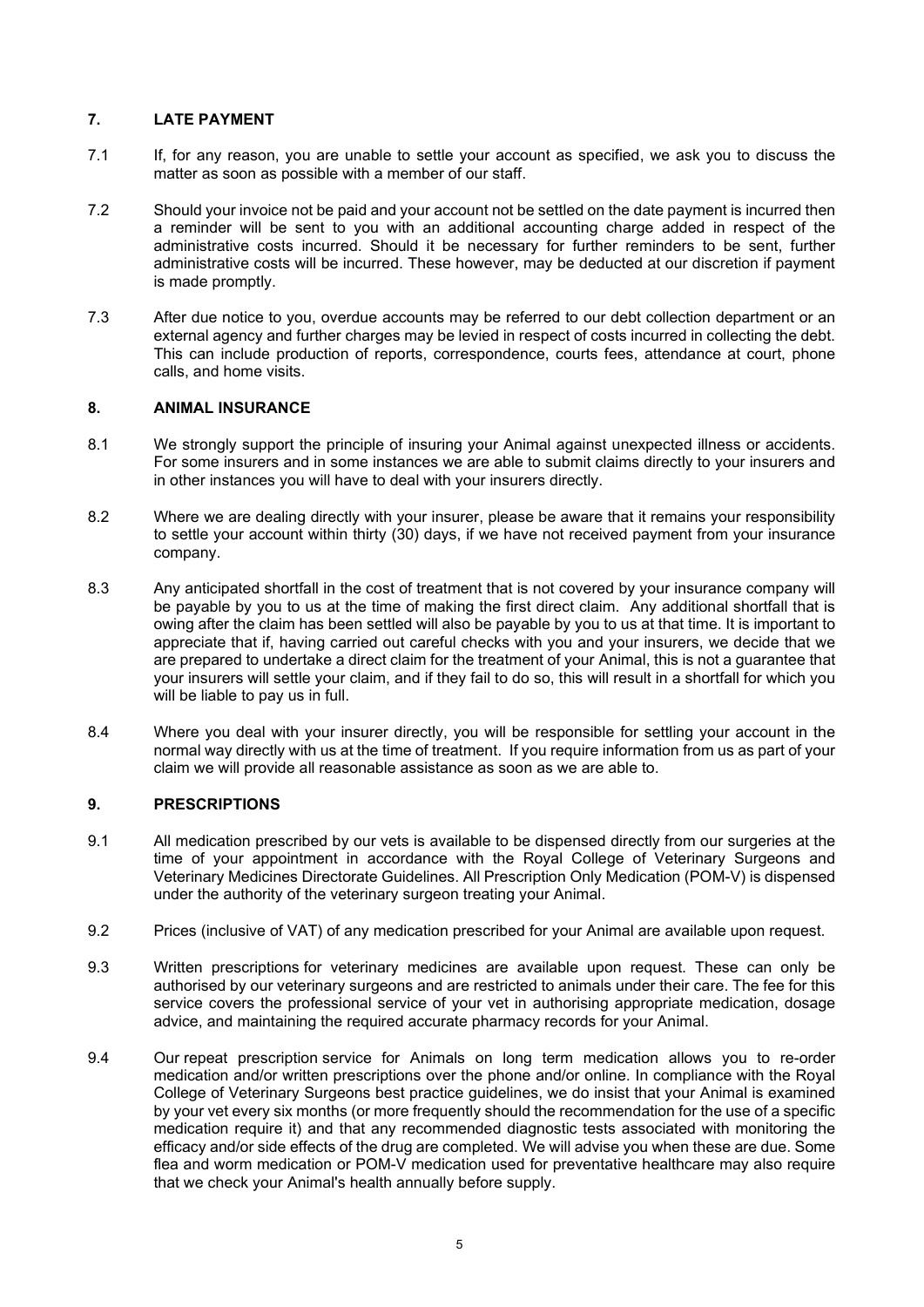## 7. LATE PAYMENT

7.1 If, for any reason, you are unable to settle your account as specified, we ask you to discuss the matter as soon as possible with a member of our staff.

7.2 Should your invoice not be paid and your account not be settled on the date payment is incurred then a reminder will be sent to you with an additional accounting charge added in respect of the administrative costs incurred. Should it be necessary for further reminders to be sent, further administrative costs will be incurred. These however, may be deducted at our discretion if payment is made promptly.

7.3 After due notice to you, overdue accounts may be referred to our debt collection department or an external agency and further charges may be levied in respect of costs incurred in collecting the debt. This can include production of reports, correspondence, courts fees, attendance at court, phone calls, and home visits.

## 8. ANIMAL INSURANCE

8.1 We strongly support the principle of insuring your Animal against unexpected illness or accidents. For some insurers and in some instances we are able to submit claims directly to your insurers and in other instances you will have to deal with your insurers directly.

8.2 Where we are dealing directly with your insurer, please be aware that it remains your responsibility to settle your account within thirty (30) days, if we have not received payment from your insurance company.

8.3 Any anticipated shortfall in the cost of treatment that is not covered by your insurance company will be payable by you to us at the time of making the first direct claim. Any additional shortfall that is owing after the claim has been settled will also be payable by you to us at that time. It is important to appreciate that if, having carried out careful checks with you and your insurers, we decide that we are prepared to undertake a direct claim for the treatment of your Animal, this is not a guarantee that your insurers will settle your claim, and if they fail to do so, this will result in a shortfall for which you will be liable to pay us in full.

8.4 Where you deal with your insurer directly, you will be responsible for settling your account in the normal way directly with us at the time of treatment. If you require information from us as part of your claim we will provide all reasonable assistance as soon as we are able to.

## 9. PRESCRIPTIONS

9.1 All medication prescribed by our vets is available to be dispensed directly from our surgeries at the time of your appointment in accordance with the Royal College of Veterinary Surgeons and Veterinary Medicines Directorate Guidelines. All Prescription Only Medication (POM-V) is dispensed under the authority of the veterinary surgeon treating your Animal.

9.2 Prices (inclusive of VAT) of any medication prescribed for your Animal are available upon request.

9.3 Written prescriptions for veterinary medicines are available upon request. These can only be authorised by our veterinary surgeons and are restricted to animals under their care. The fee for this service covers the professional service of your vet in authorising appropriate medication, dosage advice, and maintaining the required accurate pharmacy records for your Animal.

9.4 Our repeat prescription service for Animals on long term medication allows you to re-order medication and/or written prescriptions over the phone and/or online. In compliance with the Royal College of Veterinary Surgeons best practice guidelines, we do insist that your Animal is examined by your vet every six months (or more frequently should the recommendation for the use of a specific medication require it) and that any recommended diagnostic tests associated with monitoring the efficacy and/or side effects of the drug are completed. We will advise you when these are due. Some flea and worm medication or POM-V medication used for preventative healthcare may also require that we check your Animal's health annually before supply.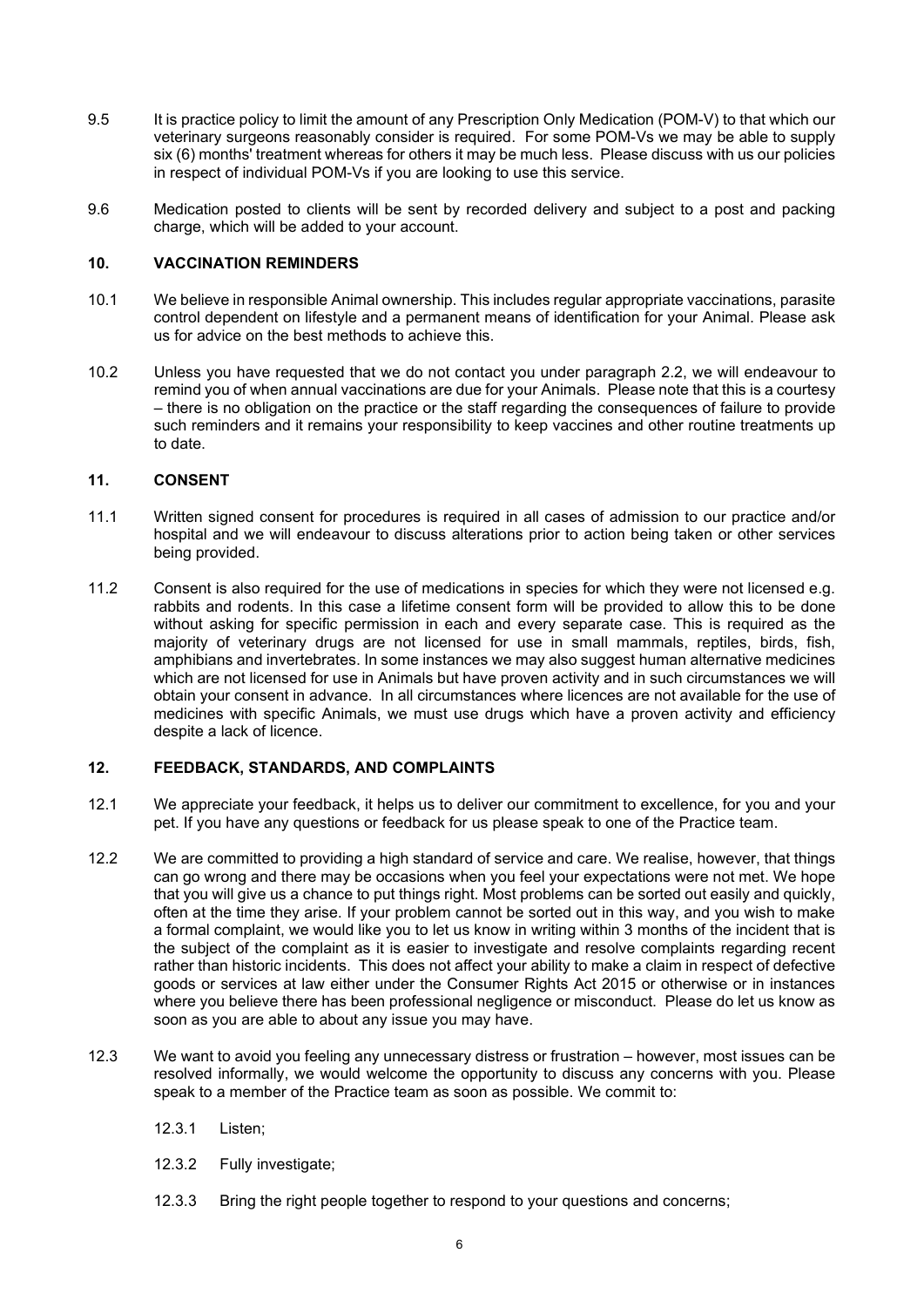9.5 It is practice policy to limit the amount of any Prescription Only Medication (POM-V) to that which our veterinary surgeons reasonably consider is required. For some POM-Vs we may be able to supply six (6) months' treatment whereas for others it may be much less. Please discuss with us our policies in respect of individual POM-Vs if you are looking to use this service.

9.6 Medication posted to clients will be sent by recorded delivery and subject to a post and packing charge, which will be added to your account.

## 10. VACCINATION REMINDERS

10.1 We believe in responsible Animal ownership. This includes regular appropriate vaccinations, parasite control dependent on lifestyle and a permanent means of identification for your Animal. Please ask us for advice on the best methods to achieve this.

10.2 Unless you have requested that we do not contact you under paragraph 2.2, we will endeavour to remind you of when annual vaccinations are due for your Animals. Please note that this is a courtesy – there is no obligation on the practice or the staff regarding the consequences of failure to provide such reminders and it remains your responsibility to keep vaccines and other routine treatments up to date.

## 11. CONSENT

11.1 Written signed consent for procedures is required in all cases of admission to our practice and/or hospital and we will endeavour to discuss alterations prior to action being taken or other services being provided.

11.2 Consent is also required for the use of medications in species for which they were not licensed e.g. rabbits and rodents. In this case a lifetime consent form will be provided to allow this to be done without asking for specific permission in each and every separate case. This is required as the majority of veterinary drugs are not licensed for use in small mammals, reptiles, birds, fish, amphibians and invertebrates. In some instances we may also suggest human alternative medicines which are not licensed for use in Animals but have proven activity and in such circumstances we will obtain your consent in advance. In all circumstances where licences are not available for the use of medicines with specific Animals, we must use drugs which have a proven activity and efficiency despite a lack of licence.

## 12. FEEDBACK, STANDARDS, AND COMPLAINTS

12.1 We appreciate your feedback, it helps us to deliver our commitment to excellence, for you and your pet. If you have any questions or feedback for us please speak to one of the Practice team.

12.2 We are committed to providing a high standard of service and care. We realise, however, that things can go wrong and there may be occasions when you feel your expectations were not met. We hope that you will give us a chance to put things right. Most problems can be sorted out easily and quickly, often at the time they arise. If your problem cannot be sorted out in this way, and you wish to make a formal complaint, we would like you to let us know in writing within 3 months of the incident that is the subject of the complaint as it is easier to investigate and resolve complaints regarding recent rather than historic incidents. This does not affect your ability to make a claim in respect of defective goods or services at law either under the Consumer Rights Act 2015 or otherwise or in instances where you believe there has been professional negligence or misconduct. Please do let us know as soon as you are able to about any issue you may have.

12.3 We want to avoid you feeling any unnecessary distress or frustration – however, most issues can be resolved informally, we would welcome the opportunity to discuss any concerns with you. Please speak to a member of the Practice team as soon as possible. We commit to:

12.3.1 Listen;

12.3.2 Fully investigate;

12.3.3 Bring the right people together to respond to your questions and concerns;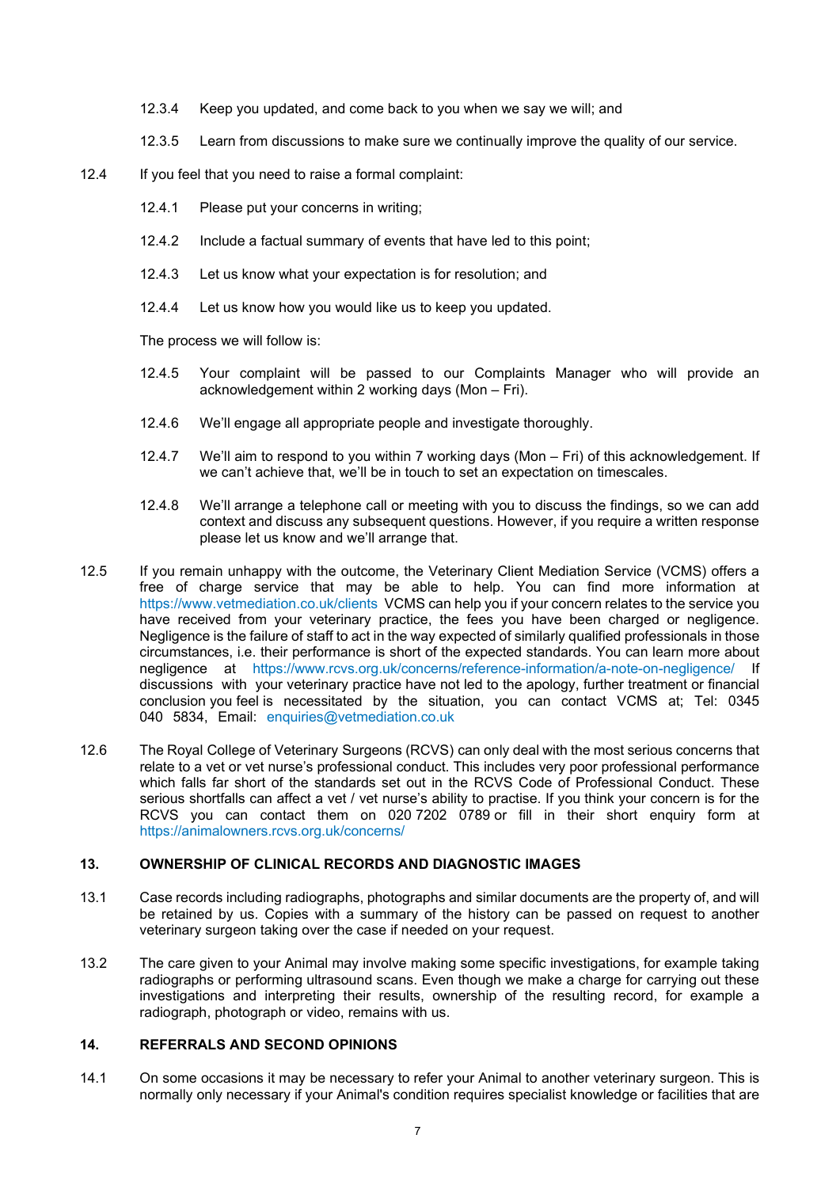12.3.4 Keep you updated, and come back to you when we say we will; and

12.3.5 Learn from discussions to make sure we continually improve the quality of our service.

12.4 If you feel that you need to raise a formal complaint:

12.4.1 Please put your concerns in writing;

12.4.2 Include a factual summary of events that have led to this point;

12.4.3 Let us know what your expectation is for resolution; and

12.4.4 Let us know how you would like us to keep you updated.

The process we will follow is:

12.4.5 Your complaint will be passed to our Complaints Manager who will provide an acknowledgement within 2 working days (Mon – Fri).

12.4.6 We'll engage all appropriate people and investigate thoroughly.

12.4.7 We'll aim to respond to you within 7 working days (Mon – Fri) of this acknowledgement. If we can't achieve that, we'll be in touch to set an expectation on timescales.

12.4.8 We'll arrange a telephone call or meeting with you to discuss the findings, so we can add context and discuss any subsequent questions. However, if you require a written response please let us know and we'll arrange that.

12.5 If you remain unhappy with the outcome, the Veterinary Client Mediation Service (VCMS) offers a free of charge service that may be able to help. You can find more information at https://www.vetmediation.co.uk/clients VCMS can help you if your concern relates to the service you have received from your veterinary practice, the fees you have been charged or negligence. Negligence is the failure of staff to act in the way expected of similarly qualified professionals in those circumstances, i.e. their performance is short of the expected standards. You can learn more about negligence at https://www.rcvs.org.uk/concerns/reference-information/a-note-on-negligence/ If discussions with your veterinary practice have not led to the apology, further treatment or financial conclusion you feel is necessitated by the situation, you can contact VCMS at; Tel: 0345 040 5834, Email: enquiries@vetmediation.co.uk

12.6 The Royal College of Veterinary Surgeons (RCVS) can only deal with the most serious concerns that relate to a vet or vet nurse's professional conduct. This includes very poor professional performance which falls far short of the standards set out in the RCVS Code of Professional Conduct. These serious shortfalls can affect a vet / vet nurse's ability to practise. If you think your concern is for the RCVS you can contact them on 020 7202 0789 or fill in their short enquiry form at https://animalowners.rcvs.org.uk/concerns/

## 13. OWNERSHIP OF CLINICAL RECORDS AND DIAGNOSTIC IMAGES

13.1 Case records including radiographs, photographs and similar documents are the property of, and will be retained by us. Copies with a summary of the history can be passed on request to another veterinary surgeon taking over the case if needed on your request.

13.2 The care given to your Animal may involve making some specific investigations, for example taking radiographs or performing ultrasound scans. Even though we make a charge for carrying out these investigations and interpreting their results, ownership of the resulting record, for example a radiograph, photograph or video, remains with us.

## 14. REFERRALS AND SECOND OPINIONS

14.1 On some occasions it may be necessary to refer your Animal to another veterinary surgeon. This is normally only necessary if your Animal's condition requires specialist knowledge or facilities that are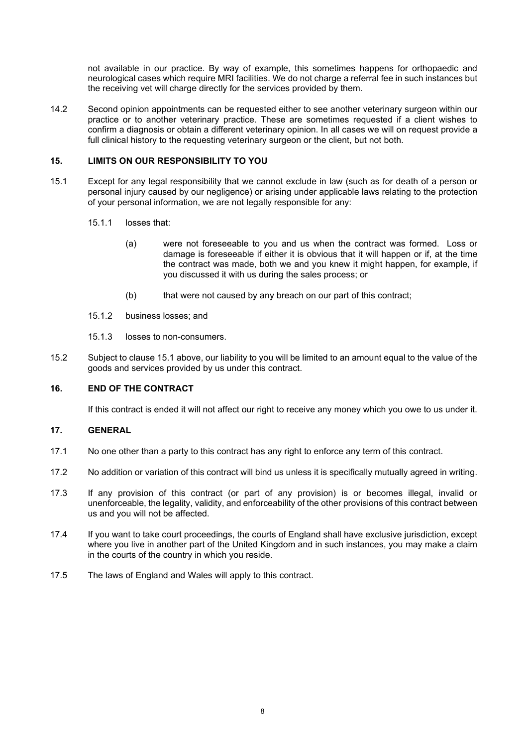not available in our practice. By way of example, this sometimes happens for orthopaedic and neurological cases which require MRI facilities. We do not charge a referral fee in such instances but the receiving vet will charge directly for the services provided by them.

14.2 Second opinion appointments can be requested either to see another veterinary surgeon within our practice or to another veterinary practice. These are sometimes requested if a client wishes to confirm a diagnosis or obtain a different veterinary opinion. In all cases we will on request provide a full clinical history to the requesting veterinary surgeon or the client, but not both.

## 15. LIMITS ON OUR RESPONSIBILITY TO YOU

15.1 Except for any legal responsibility that we cannot exclude in law (such as for death of a person or personal injury caused by our negligence) or arising under applicable laws relating to the protection of your personal information, we are not legally responsible for any:

15.1.1 losses that:

(a) were not foreseeable to you and us when the contract was formed. Loss or damage is foreseeable if either it is obvious that it will happen or if, at the time the contract was made, both we and you knew it might happen, for example, if you discussed it with us during the sales process; or

(b) that were not caused by any breach on our part of this contract;

15.1.2 business losses; and

15.1.3 losses to non-consumers.

15.2 Subject to clause 15.1 above, our liability to you will be limited to an amount equal to the value of the goods and services provided by us under this contract.

## 16. END OF THE CONTRACT

If this contract is ended it will not affect our right to receive any money which you owe to us under it.

## 17. GENERAL

17.1 No one other than a party to this contract has any right to enforce any term of this contract.

17.2 No addition or variation of this contract will bind us unless it is specifically mutually agreed in writing.

17.3 If any provision of this contract (or part of any provision) is or becomes illegal, invalid or unenforceable, the legality, validity, and enforceability of the other provisions of this contract between us and you will not be affected.

17.4 If you want to take court proceedings, the courts of England shall have exclusive jurisdiction, except where you live in another part of the United Kingdom and in such instances, you may make a claim in the courts of the country in which you reside.

17.5 The laws of England and Wales will apply to this contract.